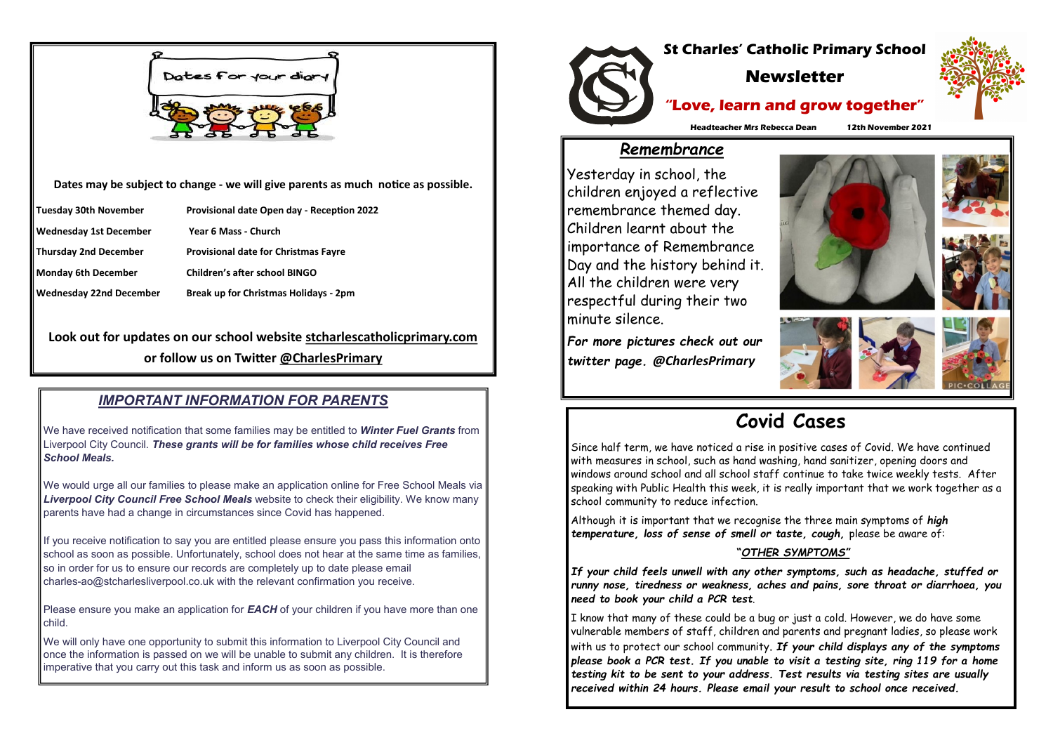# St Charles' Catholic Primary School

## Newsletter

### "Love, learn and grow together"

**Headteacher Mrs Rebecca Dean** **12th November 2021**

## *Remembrance*

Yesterday in school, the children enjoyed a reflective remembrance themed day. Children learnt about the importance of Remembrance Day and the history behind it. All the children were very respectful during their two minute silence.

***For more pictures check out our twitter page. @CharlesPrimary***

## Covid Cases

Since half term, we have noticed a rise in positive cases of Covid. We have continued with measures in school, such as hand washing, hand sanitizer, opening doors and windows around school and all school staff continue to take twice weekly tests. After speaking with Public Health this week, it is really important that we work together as a school community to reduce infection.

Although it is important that we recognise the three main symptoms of ***high temperature, loss of sense of smell or taste, cough,*** please be aware of:

***"OTHER SYMPTOMS"***

***If your child feels unwell with any other symptoms, such as headache, stuffed or runny nose, tiredness or weakness, aches and pains, sore throat or diarrhoea, you need to book your child a PCR test.***

I know that many of these could be a bug or just a cold. However, we do have some vulnerable members of staff, children and parents and pregnant ladies, so please work with us to protect our school community. ***If your child displays any of the symptoms please book a PCR test. If you unable to visit a testing site, ring 119 for a home testing kit to be sent to your address. Test results via testing sites are usually received within 24 hours. Please email your result to school once received.***

## Dates for your diary

**Dates may be subject to change - we will give parents as much notice as possible.**

| | |
|---|---|
| **Tuesday 30th November** | **Provisional date Open day - Reception 2022** |
| **Wednesday 1st December** | **Year 6 Mass - Church** |
| **Thursday 2nd December** | **Provisional date for Christmas Fayre** |
| **Monday 6th December** | **Children's after school BINGO** |
| **Wednesday 22nd December** | **Break up for Christmas Holidays - 2pm** |

**Look out for updates on our school website stcharlescatholicprimary.com or follow us on Twitter @CharlesPrimary**

## *IMPORTANT INFORMATION FOR PARENTS*

We have received notification that some families may be entitled to ***Winter Fuel Grants*** from Liverpool City Council. ***These grants will be for families whose child receives Free School Meals.***

We would urge all our families to please make an application online for Free School Meals via ***Liverpool City Council Free School Meals*** website to check their eligibility. We know many parents have had a change in circumstances since Covid has happened.

If you receive notification to say you are entitled please ensure you pass this information onto school as soon as possible. Unfortunately, school does not hear at the same time as families, so in order for us to ensure our records are completely up to date please email charles-ao@stcharlesliverpool.co.uk with the relevant confirmation you receive.

Please ensure you make an application for ***EACH*** of your children if you have more than one child.

We will only have one opportunity to submit this information to Liverpool City Council and once the information is passed on we will be unable to submit any children. It is therefore imperative that you carry out this task and inform us as soon as possible.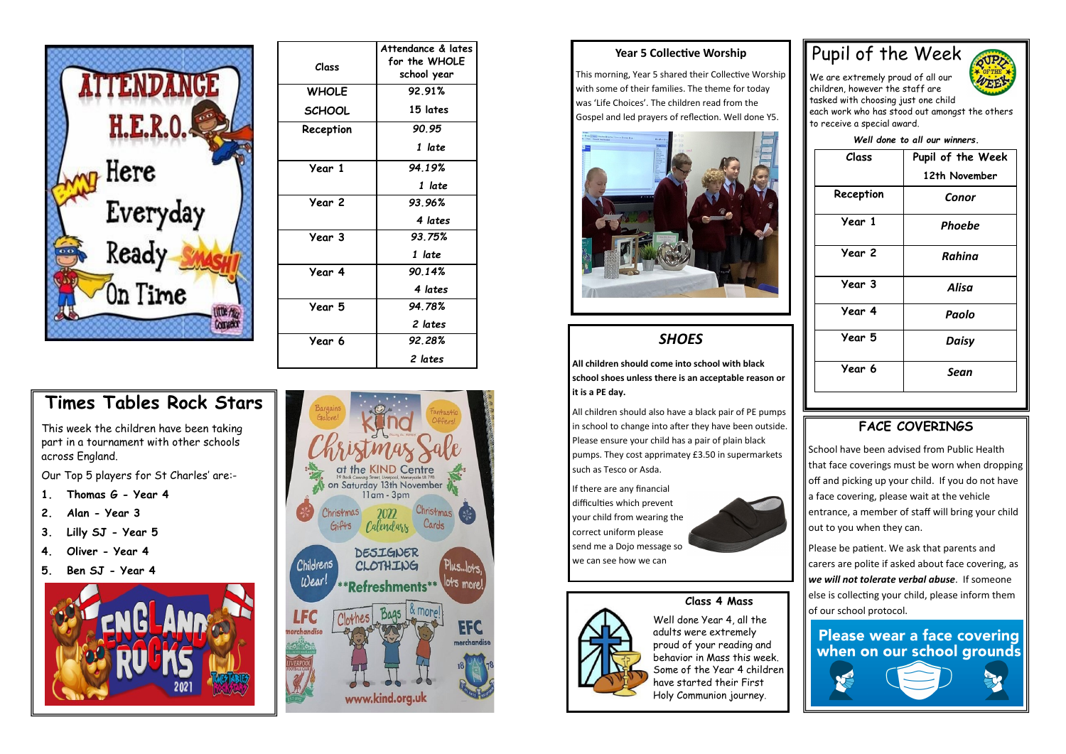| Class | Attendance & lates for the WHOLE school year |
|---|---|
| WHOLE SCHOOL | 92.91% 15 lates |
| Reception | 90.95 1 late |
| Year 1 | 94.19% 1 late |
| Year 2 | 93.96% 4 lates |
| Year 3 | 93.75% 1 late |
| Year 4 | 90.14% 4 lates |
| Year 5 | 94.78% 2 lates |
| Year 6 | 92.28% 2 lates |

## Times Tables Rock Stars

This week the children have been taking part in a tournament with other schools across England.

Our Top 5 players for St Charles' are:-

1. **Thomas G - Year 4**
2. **Alan - Year 3**
3. **Lilly SJ - Year 5**
4. **Oliver - Year 4**
5. **Ben SJ - Year 4**

## Year 5 Collective Worship

This morning, Year 5 shared their Collective Worship with some of their families. The theme for today was 'Life Choices'. The children read from the Gospel and led prayers of reflection. Well done Y5.

## *SHOES*

**All children should come into school with black school shoes unless there is an acceptable reason or it is a PE day.**

All children should also have a black pair of PE pumps in school to change into after they have been outside. Please ensure your child has a pair of plain black pumps. They cost appirmatey £3.50 in supermarkets such as Tesco or Asda.

If there are any financial difficulties which prevent your child from wearing the correct uniform please send me a Dojo message so we can see how we can

## Class 4 Mass

Well done Year 4, all the adults were extremely proud of your reading and behavior in Mass this week. Some of the Year 4 children have started their First Holy Communion journey.

## Pupil of the Week

We are extremely proud of all our children, however the staff are tasked with choosing just one child each work who has stood out amongst the others to receive a special award.

***Well done to all our winners.***

| Class | Pupil of the Week 12th November |
|---|---|
| Reception | ***Conor*** |
| Year 1 | ***Phoebe*** |
| Year 2 | ***Rahina*** |
| Year 3 | ***Alisa*** |
| Year 4 | ***Paolo*** |
| Year 5 | ***Daisy*** |
| Year 6 | ***Sean*** |

## FACE COVERINGS

School have been advised from Public Health that face coverings must be worn when dropping off and picking up your child. If you do not have a face covering, please wait at the vehicle entrance, a member of staff will bring your child out to you when they can.

Please be patient. We ask that parents and carers are polite if asked about face covering, as ***we will not tolerate verbal abuse***. If someone else is collecting your child, please inform them of our school protocol.

**Please wear a face covering when on our school grounds**